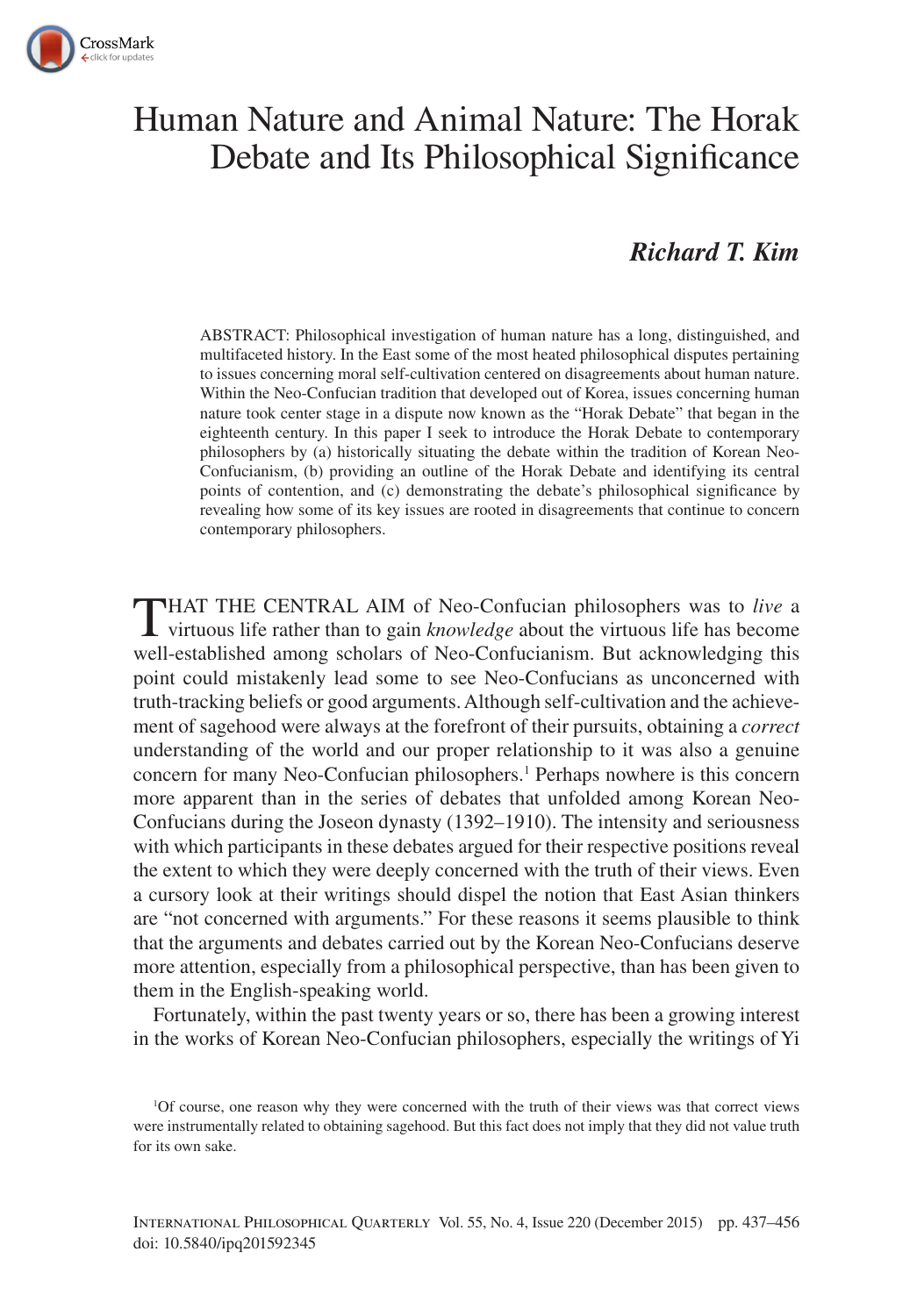# Human Nature and Animal Nature: The Horak Debate and Its Philosophical Significance

***Richard T. Kim***

ABSTRACT: Philosophical investigation of human nature has a long, distinguished, and multifaceted history. In the East some of the most heated philosophical disputes pertaining to issues concerning moral self-cultivation centered on disagreements about human nature. Within the Neo-Confucian tradition that developed out of Korea, issues concerning human nature took center stage in a dispute now known as the "Horak Debate" that began in the eighteenth century. In this paper I seek to introduce the Horak Debate to contemporary philosophers by (a) historically situating the debate within the tradition of Korean Neo-Confucianism, (b) providing an outline of the Horak Debate and identifying its central points of contention, and (c) demonstrating the debate's philosophical significance by revealing how some of its key issues are rooted in disagreements that continue to concern contemporary philosophers.

THAT THE CENTRAL AIM of Neo-Confucian philosophers was to *live* a virtuous life rather than to gain *knowledge* about the virtuous life has become well-established among scholars of Neo-Confucianism. But acknowledging this point could mistakenly lead some to see Neo-Confucians as unconcerned with truth-tracking beliefs or good arguments. Although self-cultivation and the achievement of sagehood were always at the forefront of their pursuits, obtaining a *correct* understanding of the world and our proper relationship to it was also a genuine concern for many Neo-Confucian philosophers.[1] Perhaps nowhere is this concern more apparent than in the series of debates that unfolded among Korean Neo-Confucians during the Joseon dynasty (1392–1910). The intensity and seriousness with which participants in these debates argued for their respective positions reveal the extent to which they were deeply concerned with the truth of their views. Even a cursory look at their writings should dispel the notion that East Asian thinkers are "not concerned with arguments." For these reasons it seems plausible to think that the arguments and debates carried out by the Korean Neo-Confucians deserve more attention, especially from a philosophical perspective, than has been given to them in the English-speaking world.

Fortunately, within the past twenty years or so, there has been a growing interest in the works of Korean Neo-Confucian philosophers, especially the writings of Yi

[1] Of course, one reason why they were concerned with the truth of their views was that correct views were instrumentally related to obtaining sagehood. But this fact does not imply that they did not value truth for its own sake.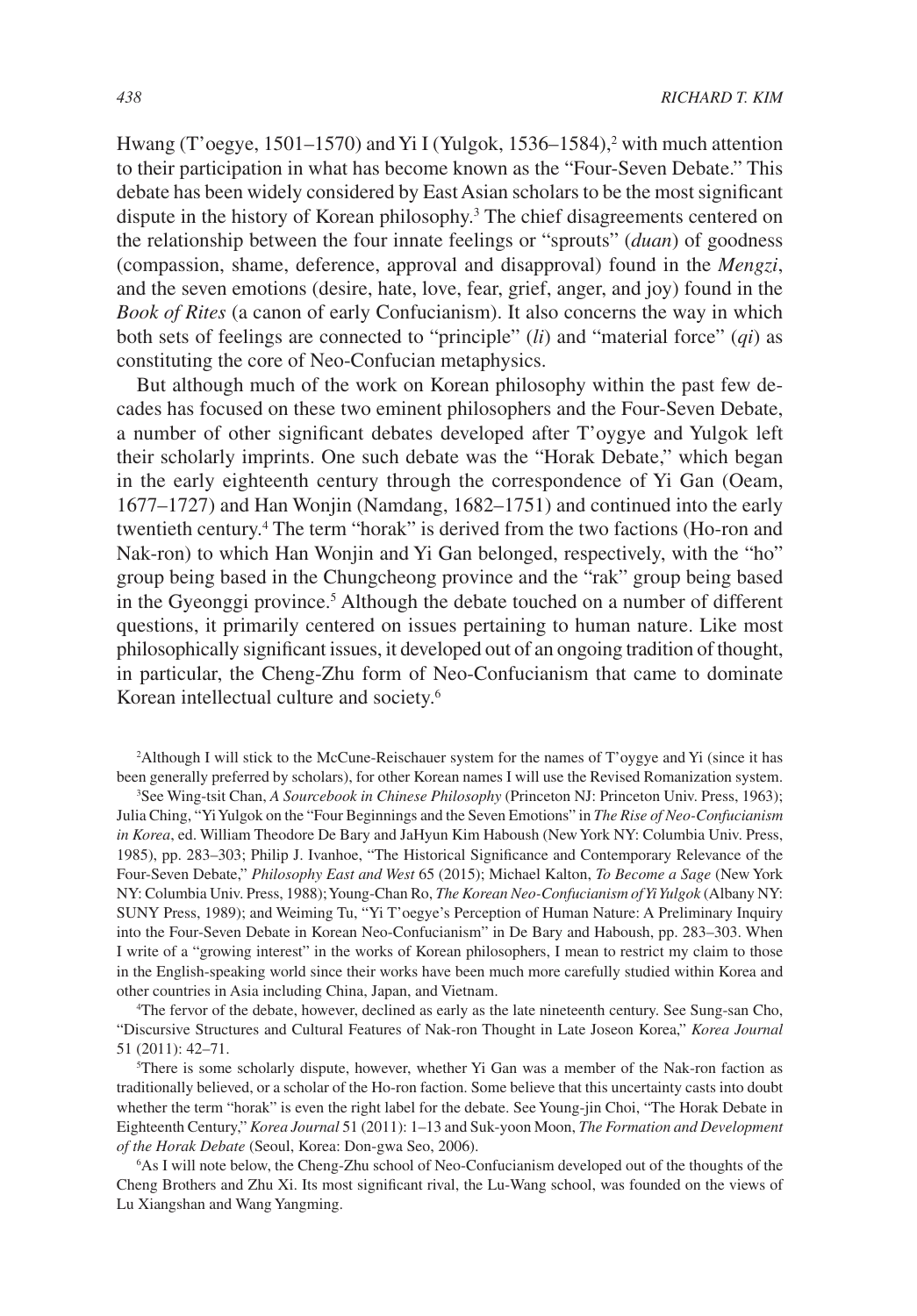Hwang (T'oegye, 1501–1570) and Yi I (Yulgok, 1536–1584),[2] with much attention to their participation in what has become known as the "Four-Seven Debate." This debate has been widely considered by East Asian scholars to be the most significant dispute in the history of Korean philosophy.[3] The chief disagreements centered on the relationship between the four innate feelings or "sprouts" (*duan*) of goodness (compassion, shame, deference, approval and disapproval) found in the *Mengzi*, and the seven emotions (desire, hate, love, fear, grief, anger, and joy) found in the *Book of Rites* (a canon of early Confucianism). It also concerns the way in which both sets of feelings are connected to "principle" (*li*) and "material force" (*qi*) as constituting the core of Neo-Confucian metaphysics.

But although much of the work on Korean philosophy within the past few decades has focused on these two eminent philosophers and the Four-Seven Debate, a number of other significant debates developed after T'oygye and Yulgok left their scholarly imprints. One such debate was the "Horak Debate," which began in the early eighteenth century through the correspondence of Yi Gan (Oeam, 1677–1727) and Han Wonjin (Namdang, 1682–1751) and continued into the early twentieth century.[4] The term "horak" is derived from the two factions (Ho-ron and Nak-ron) to which Han Wonjin and Yi Gan belonged, respectively, with the "ho" group being based in the Chungcheong province and the "rak" group being based in the Gyeonggi province.[5] Although the debate touched on a number of different questions, it primarily centered on issues pertaining to human nature. Like most philosophically significant issues, it developed out of an ongoing tradition of thought, in particular, the Cheng-Zhu form of Neo-Confucianism that came to dominate Korean intellectual culture and society.[6]

[2]Although I will stick to the McCune-Reischauer system for the names of T'oygye and Yi (since it has been generally preferred by scholars), for other Korean names I will use the Revised Romanization system.

[3]See Wing-tsit Chan, *A Sourcebook in Chinese Philosophy* (Princeton NJ: Princeton Univ. Press, 1963); Julia Ching, "Yi Yulgok on the "Four Beginnings and the Seven Emotions" in *The Rise of Neo-Confucianism in Korea*, ed. William Theodore De Bary and JaHyun Kim Haboush (New York NY: Columbia Univ. Press, 1985), pp. 283–303; Philip J. Ivanhoe, "The Historical Significance and Contemporary Relevance of the Four-Seven Debate," *Philosophy East and West* 65 (2015); Michael Kalton, *To Become a Sage* (New York NY: Columbia Univ. Press, 1988); Young-Chan Ro, *The Korean Neo-Confucianism of Yi Yulgok* (Albany NY: SUNY Press, 1989); and Weiming Tu, "Yi T'oegye's Perception of Human Nature: A Preliminary Inquiry into the Four-Seven Debate in Korean Neo-Confucianism" in De Bary and Haboush, pp. 283–303. When I write of a "growing interest" in the works of Korean philosophers, I mean to restrict my claim to those in the English-speaking world since their works have been much more carefully studied within Korea and other countries in Asia including China, Japan, and Vietnam.

[4]The fervor of the debate, however, declined as early as the late nineteenth century. See Sung-san Cho, "Discursive Structures and Cultural Features of Nak-ron Thought in Late Joseon Korea," *Korea Journal* 51 (2011): 42–71.

[5]There is some scholarly dispute, however, whether Yi Gan was a member of the Nak-ron faction as traditionally believed, or a scholar of the Ho-ron faction. Some believe that this uncertainty casts into doubt whether the term "horak" is even the right label for the debate. See Young-jin Choi, "The Horak Debate in Eighteenth Century," *Korea Journal* 51 (2011): 1–13 and Suk-yoon Moon, *The Formation and Development of the Horak Debate* (Seoul, Korea: Don-gwa Seo, 2006).

[6]As I will note below, the Cheng-Zhu school of Neo-Confucianism developed out of the thoughts of the Cheng Brothers and Zhu Xi. Its most significant rival, the Lu-Wang school, was founded on the views of Lu Xiangshan and Wang Yangming.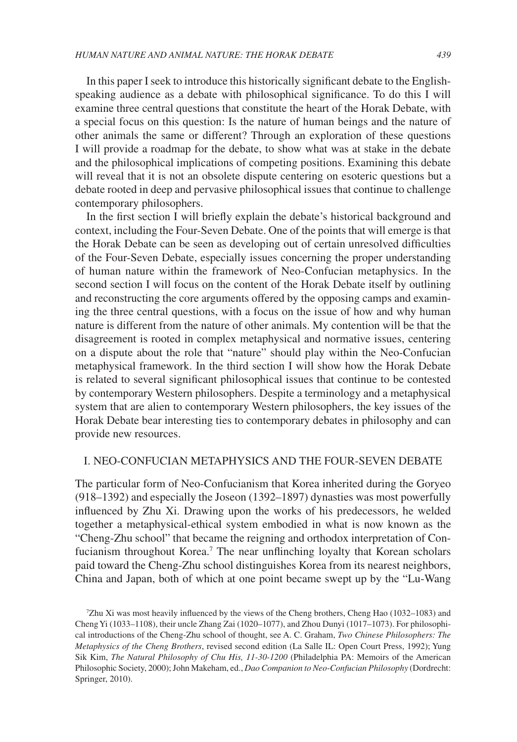In this paper I seek to introduce this historically significant debate to the English-speaking audience as a debate with philosophical significance. To do this I will examine three central questions that constitute the heart of the Horak Debate, with a special focus on this question: Is the nature of human beings and the nature of other animals the same or different? Through an exploration of these questions I will provide a roadmap for the debate, to show what was at stake in the debate and the philosophical implications of competing positions. Examining this debate will reveal that it is not an obsolete dispute centering on esoteric questions but a debate rooted in deep and pervasive philosophical issues that continue to challenge contemporary philosophers.

In the first section I will briefly explain the debate's historical background and context, including the Four-Seven Debate. One of the points that will emerge is that the Horak Debate can be seen as developing out of certain unresolved difficulties of the Four-Seven Debate, especially issues concerning the proper understanding of human nature within the framework of Neo-Confucian metaphysics. In the second section I will focus on the content of the Horak Debate itself by outlining and reconstructing the core arguments offered by the opposing camps and examining the three central questions, with a focus on the issue of how and why human nature is different from the nature of other animals. My contention will be that the disagreement is rooted in complex metaphysical and normative issues, centering on a dispute about the role that "nature" should play within the Neo-Confucian metaphysical framework. In the third section I will show how the Horak Debate is related to several significant philosophical issues that continue to be contested by contemporary Western philosophers. Despite a terminology and a metaphysical system that are alien to contemporary Western philosophers, the key issues of the Horak Debate bear interesting ties to contemporary debates in philosophy and can provide new resources.

## I. NEO-CONFUCIAN METAPHYSICS AND THE FOUR-SEVEN DEBATE

The particular form of Neo-Confucianism that Korea inherited during the Goryeo (918–1392) and especially the Joseon (1392–1897) dynasties was most powerfully influenced by Zhu Xi. Drawing upon the works of his predecessors, he welded together a metaphysical-ethical system embodied in what is now known as the "Cheng-Zhu school" that became the reigning and orthodox interpretation of Confucianism throughout Korea.[7] The near unflinching loyalty that Korean scholars paid toward the Cheng-Zhu school distinguishes Korea from its nearest neighbors, China and Japan, both of which at one point became swept up by the "Lu-Wang

[7] Zhu Xi was most heavily influenced by the views of the Cheng brothers, Cheng Hao (1032–1083) and Cheng Yi (1033–1108), their uncle Zhang Zai (1020–1077), and Zhou Dunyi (1017–1073). For philosophical introductions of the Cheng-Zhu school of thought, see A. C. Graham, *Two Chinese Philosophers: The Metaphysics of the Cheng Brothers*, revised second edition (La Salle IL: Open Court Press, 1992); Yung Sik Kim, *The Natural Philosophy of Chu His, 11-30-1200* (Philadelphia PA: Memoirs of the American Philosophic Society, 2000); John Makeham, ed., *Dao Companion to Neo-Confucian Philosophy* (Dordrecht: Springer, 2010).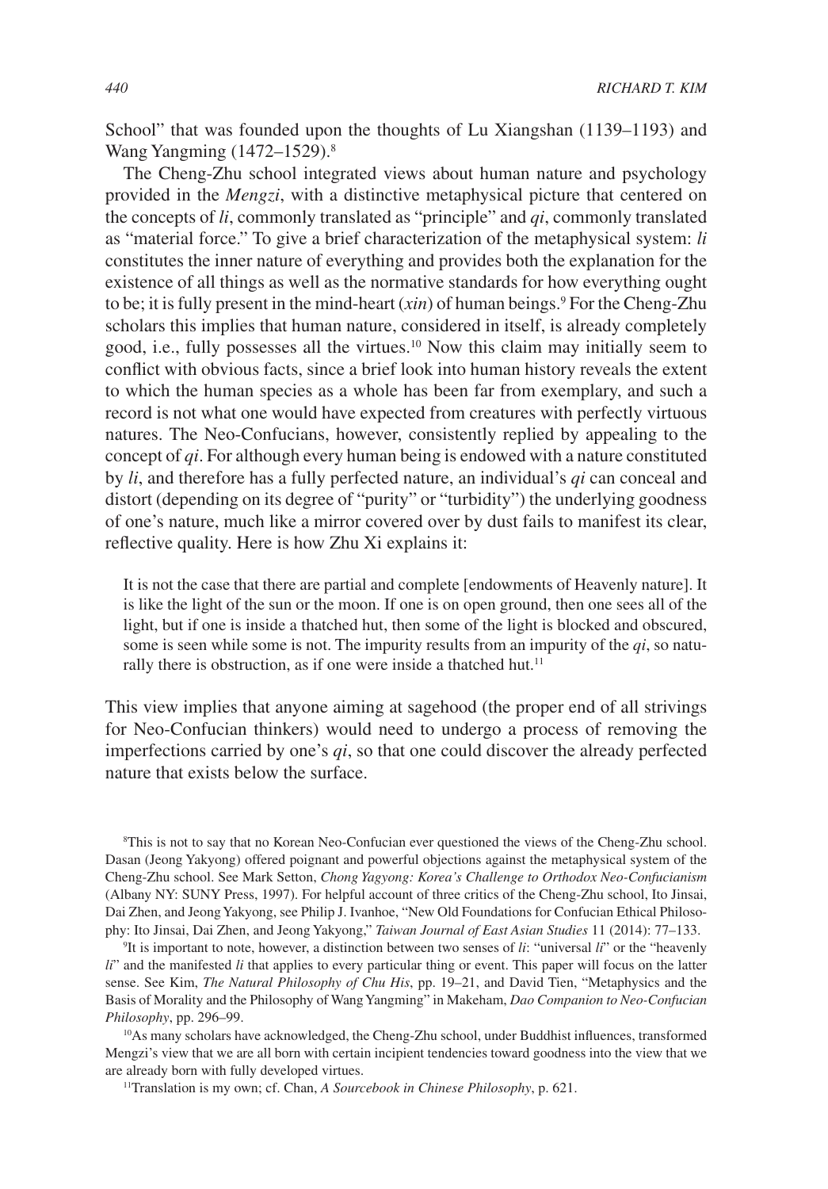School" that was founded upon the thoughts of Lu Xiangshan (1139–1193) and Wang Yangming (1472–1529).[8]

The Cheng-Zhu school integrated views about human nature and psychology provided in the *Mengzi*, with a distinctive metaphysical picture that centered on the concepts of *li*, commonly translated as "principle" and *qi*, commonly translated as "material force." To give a brief characterization of the metaphysical system: *li* constitutes the inner nature of everything and provides both the explanation for the existence of all things as well as the normative standards for how everything ought to be; it is fully present in the mind-heart (*xin*) of human beings.[9] For the Cheng-Zhu scholars this implies that human nature, considered in itself, is already completely good, i.e., fully possesses all the virtues.[10] Now this claim may initially seem to conflict with obvious facts, since a brief look into human history reveals the extent to which the human species as a whole has been far from exemplary, and such a record is not what one would have expected from creatures with perfectly virtuous natures. The Neo-Confucians, however, consistently replied by appealing to the concept of *qi*. For although every human being is endowed with a nature constituted by *li*, and therefore has a fully perfected nature, an individual's *qi* can conceal and distort (depending on its degree of "purity" or "turbidity") the underlying goodness of one's nature, much like a mirror covered over by dust fails to manifest its clear, reflective quality. Here is how Zhu Xi explains it:

> It is not the case that there are partial and complete [endowments of Heavenly nature]. It is like the light of the sun or the moon. If one is on open ground, then one sees all of the light, but if one is inside a thatched hut, then some of the light is blocked and obscured, some is seen while some is not. The impurity results from an impurity of the *qi*, so naturally there is obstruction, as if one were inside a thatched hut.[11]

This view implies that anyone aiming at sagehood (the proper end of all strivings for Neo-Confucian thinkers) would need to undergo a process of removing the imperfections carried by one's *qi*, so that one could discover the already perfected nature that exists below the surface.

[8]This is not to say that no Korean Neo-Confucian ever questioned the views of the Cheng-Zhu school. Dasan (Jeong Yakyong) offered poignant and powerful objections against the metaphysical system of the Cheng-Zhu school. See Mark Setton, *Chong Yagyong: Korea's Challenge to Orthodox Neo-Confucianism* (Albany NY: SUNY Press, 1997). For helpful account of three critics of the Cheng-Zhu school, Ito Jinsai, Dai Zhen, and Jeong Yakyong, see Philip J. Ivanhoe, "New Old Foundations for Confucian Ethical Philosophy: Ito Jinsai, Dai Zhen, and Jeong Yakyong," *Taiwan Journal of East Asian Studies* 11 (2014): 77–133.

[9]It is important to note, however, a distinction between two senses of *li*: "universal *li*" or the "heavenly *li*" and the manifested *li* that applies to every particular thing or event. This paper will focus on the latter sense. See Kim, *The Natural Philosophy of Chu His*, pp. 19–21, and David Tien, "Metaphysics and the Basis of Morality and the Philosophy of Wang Yangming" in Makeham, *Dao Companion to Neo-Confucian Philosophy*, pp. 296–99.

[10]As many scholars have acknowledged, the Cheng-Zhu school, under Buddhist influences, transformed Mengzi's view that we are all born with certain incipient tendencies toward goodness into the view that we are already born with fully developed virtues.

[11]Translation is my own; cf. Chan, *A Sourcebook in Chinese Philosophy*, p. 621.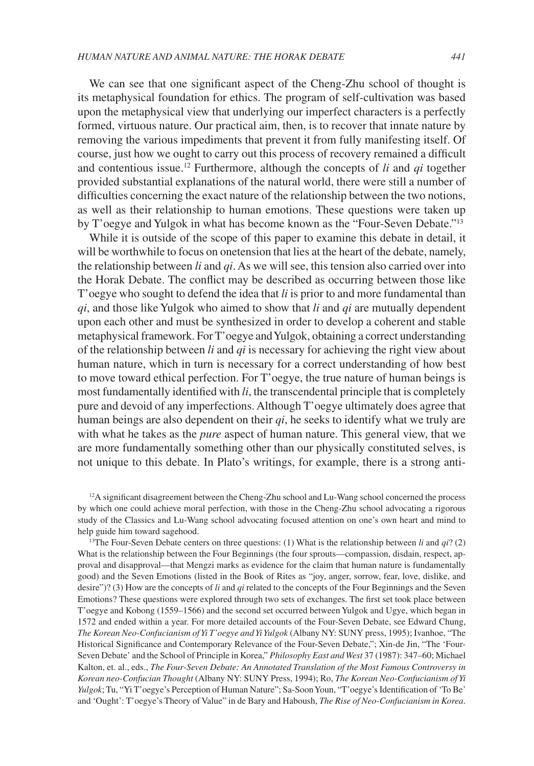We can see that one significant aspect of the Cheng-Zhu school of thought is its metaphysical foundation for ethics. The program of self-cultivation was based upon the metaphysical view that underlying our imperfect characters is a perfectly formed, virtuous nature. Our practical aim, then, is to recover that innate nature by removing the various impediments that prevent it from fully manifesting itself. Of course, just how we ought to carry out this process of recovery remained a difficult and contentious issue.[12] Furthermore, although the concepts of *li* and *qi* together provided substantial explanations of the natural world, there were still a number of difficulties concerning the exact nature of the relationship between the two notions, as well as their relationship to human emotions. These questions were taken up by T'oegye and Yulgok in what has become known as the "Four-Seven Debate."[13]

While it is outside of the scope of this paper to examine this debate in detail, it will be worthwhile to focus on onetension that lies at the heart of the debate, namely, the relationship between *li* and *qi*. As we will see, this tension also carried over into the Horak Debate. The conflict may be described as occurring between those like T'oegye who sought to defend the idea that *li* is prior to and more fundamental than *qi*, and those like Yulgok who aimed to show that *li* and *qi* are mutually dependent upon each other and must be synthesized in order to develop a coherent and stable metaphysical framework. For T'oegye and Yulgok, obtaining a correct understanding of the relationship between *li* and *qi* is necessary for achieving the right view about human nature, which in turn is necessary for a correct understanding of how best to move toward ethical perfection. For T'oegye, the true nature of human beings is most fundamentally identified with *li*, the transcendental principle that is completely pure and devoid of any imperfections. Although T'oegye ultimately does agree that human beings are also dependent on their *qi*, he seeks to identify what we truly are with what he takes as the *pure* aspect of human nature. This general view, that we are more fundamentally something other than our physically constituted selves, is not unique to this debate. In Plato's writings, for example, there is a strong anti-

[12]A significant disagreement between the Cheng-Zhu school and Lu-Wang school concerned the process by which one could achieve moral perfection, with those in the Cheng-Zhu school advocating a rigorous study of the Classics and Lu-Wang school advocating focused attention on one's own heart and mind to help guide him toward sagehood.

[13]The Four-Seven Debate centers on three questions: (1) What is the relationship between *li* and *qi*? (2) What is the relationship between the Four Beginnings (the four sprouts—compassion, disdain, respect, approval and disapproval—that Mengzi marks as evidence for the claim that human nature is fundamentally good) and the Seven Emotions (listed in the Book of Rites as "joy, anger, sorrow, fear, love, dislike, and desire")? (3) How are the concepts of *li* and *qi* related to the concepts of the Four Beginnings and the Seven Emotions? These questions were explored through two sets of exchanges. The first set took place between T'oegye and Kobong (1559–1566) and the second set occurred between Yulgok and Ugye, which began in 1572 and ended within a year. For more detailed accounts of the Four-Seven Debate, see Edward Chung, *The Korean Neo-Confucianism of Yi T'oegye and Yi Yulgok* (Albany NY: SUNY press, 1995); Ivanhoe, "The Historical Significance and Contemporary Relevance of the Four-Seven Debate,"; Xin-de Jin, "The 'Four-Seven Debate' and the School of Principle in Korea," *Philosophy East and West* 37 (1987): 347–60; Michael Kalton, et. al., eds., *The Four-Seven Debate: An Annotated Translation of the Most Famous Controversy in Korean neo-Confucian Thought* (Albany NY: SUNY Press, 1994); Ro, *The Korean Neo-Confucianism of Yi Yulgok*; Tu, "Yi T'oegye's Perception of Human Nature"; Sa-Soon Youn, "T'oegye's Identification of 'To Be' and 'Ought': T'oegye's Theory of Value" in de Bary and Haboush, *The Rise of Neo-Confucianism in Korea*.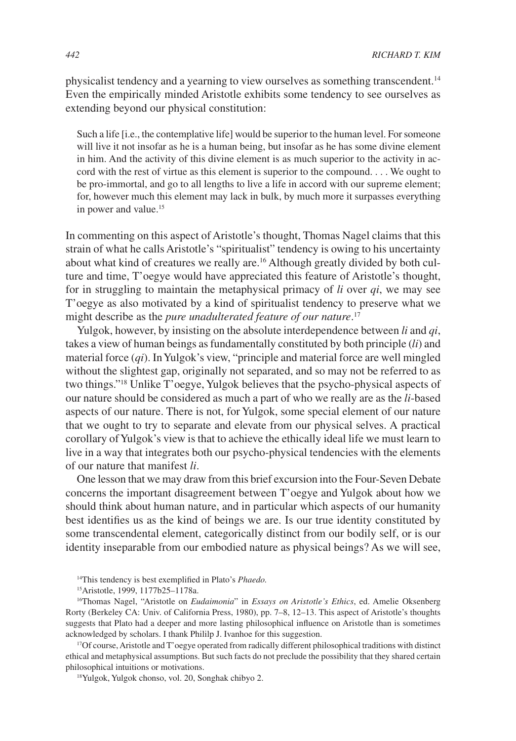physicalist tendency and a yearning to view ourselves as something transcendent.[14] Even the empirically minded Aristotle exhibits some tendency to see ourselves as extending beyond our physical constitution:

> Such a life [i.e., the contemplative life] would be superior to the human level. For someone will live it not insofar as he is a human being, but insofar as he has some divine element in him. And the activity of this divine element is as much superior to the activity in accord with the rest of virtue as this element is superior to the compound. . . . We ought to be pro-immortal, and go to all lengths to live a life in accord with our supreme element; for, however much this element may lack in bulk, by much more it surpasses everything in power and value.[15]

In commenting on this aspect of Aristotle's thought, Thomas Nagel claims that this strain of what he calls Aristotle's "spiritualist" tendency is owing to his uncertainty about what kind of creatures we really are.[16] Although greatly divided by both culture and time, T'oegye would have appreciated this feature of Aristotle's thought, for in struggling to maintain the metaphysical primacy of *li* over *qi*, we may see T'oegye as also motivated by a kind of spiritualist tendency to preserve what we might describe as the *pure unadulterated feature of our nature*.[17]

Yulgok, however, by insisting on the absolute interdependence between *li* and *qi*, takes a view of human beings as fundamentally constituted by both principle (*li*) and material force (*qi*). In Yulgok's view, "principle and material force are well mingled without the slightest gap, originally not separated, and so may not be referred to as two things."[18] Unlike T'oegye, Yulgok believes that the psycho-physical aspects of our nature should be considered as much a part of who we really are as the *li*-based aspects of our nature. There is not, for Yulgok, some special element of our nature that we ought to try to separate and elevate from our physical selves. A practical corollary of Yulgok's view is that to achieve the ethically ideal life we must learn to live in a way that integrates both our psycho-physical tendencies with the elements of our nature that manifest *li*.

One lesson that we may draw from this brief excursion into the Four-Seven Debate concerns the important disagreement between T'oegye and Yulgok about how we should think about human nature, and in particular which aspects of our humanity best identifies us as the kind of beings we are. Is our true identity constituted by some transcendental element, categorically distinct from our bodily self, or is our identity inseparable from our embodied nature as physical beings? As we will see,

[14] This tendency is best exemplified in Plato's *Phaedo.*

[15] Aristotle, 1999, 1177b25–1178a.

[16] Thomas Nagel, "Aristotle on *Eudaimonia*" in *Essays on Aristotle's Ethics*, ed. Amelie Oksenberg Rorty (Berkeley CA: Univ. of California Press, 1980), pp. 7–8, 12–13. This aspect of Aristotle's thoughts suggests that Plato had a deeper and more lasting philosophical influence on Aristotle than is sometimes acknowledged by scholars. I thank Phililp J. Ivanhoe for this suggestion.

[17] Of course, Aristotle and T'oegye operated from radically different philosophical traditions with distinct ethical and metaphysical assumptions. But such facts do not preclude the possibility that they shared certain philosophical intuitions or motivations.

[18] Yulgok, Yulgok chonso, vol. 20, Songhak chibyo 2.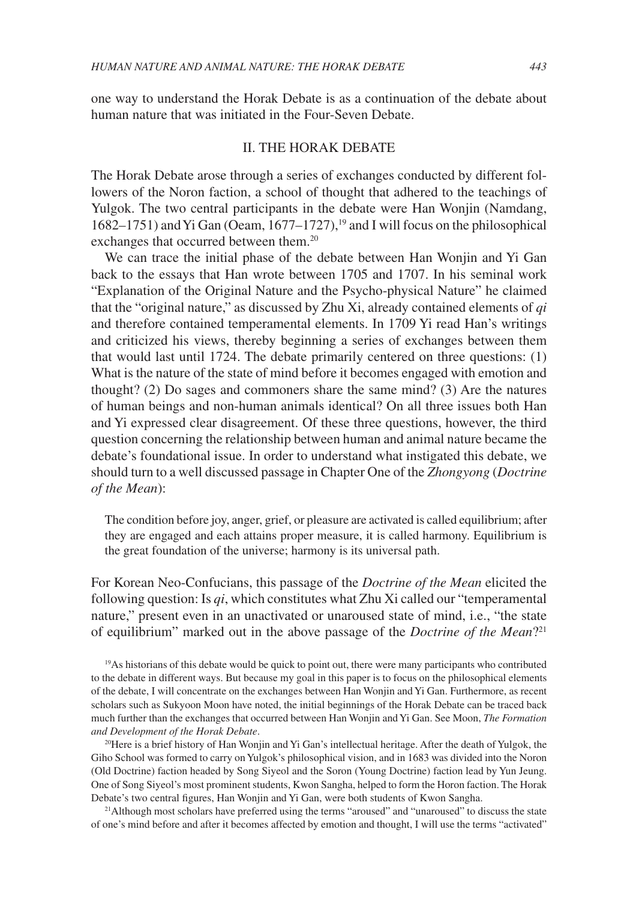one way to understand the Horak Debate is as a continuation of the debate about human nature that was initiated in the Four-Seven Debate.

## II. THE HORAK DEBATE

The Horak Debate arose through a series of exchanges conducted by different followers of the Noron faction, a school of thought that adhered to the teachings of Yulgok. The two central participants in the debate were Han Wonjin (Namdang, 1682–1751) and Yi Gan (Oeam, 1677–1727),[19] and I will focus on the philosophical exchanges that occurred between them.[20]

We can trace the initial phase of the debate between Han Wonjin and Yi Gan back to the essays that Han wrote between 1705 and 1707. In his seminal work "Explanation of the Original Nature and the Psycho-physical Nature" he claimed that the "original nature," as discussed by Zhu Xi, already contained elements of *qi* and therefore contained temperamental elements. In 1709 Yi read Han's writings and criticized his views, thereby beginning a series of exchanges between them that would last until 1724. The debate primarily centered on three questions: (1) What is the nature of the state of mind before it becomes engaged with emotion and thought? (2) Do sages and commoners share the same mind? (3) Are the natures of human beings and non-human animals identical? On all three issues both Han and Yi expressed clear disagreement. Of these three questions, however, the third question concerning the relationship between human and animal nature became the debate's foundational issue. In order to understand what instigated this debate, we should turn to a well discussed passage in Chapter One of the *Zhongyong* (*Doctrine of the Mean*):

> The condition before joy, anger, grief, or pleasure are activated is called equilibrium; after they are engaged and each attains proper measure, it is called harmony. Equilibrium is the great foundation of the universe; harmony is its universal path.

For Korean Neo-Confucians, this passage of the *Doctrine of the Mean* elicited the following question: Is *qi*, which constitutes what Zhu Xi called our "temperamental nature," present even in an unactivated or unaroused state of mind, i.e., "the state of equilibrium" marked out in the above passage of the *Doctrine of the Mean*?[21]

[19]As historians of this debate would be quick to point out, there were many participants who contributed to the debate in different ways. But because my goal in this paper is to focus on the philosophical elements of the debate, I will concentrate on the exchanges between Han Wonjin and Yi Gan. Furthermore, as recent scholars such as Sukyoon Moon have noted, the initial beginnings of the Horak Debate can be traced back much further than the exchanges that occurred between Han Wonjin and Yi Gan. See Moon, *The Formation and Development of the Horak Debate*.

[20]Here is a brief history of Han Wonjin and Yi Gan's intellectual heritage. After the death of Yulgok, the Giho School was formed to carry on Yulgok's philosophical vision, and in 1683 was divided into the Noron (Old Doctrine) faction headed by Song Siyeol and the Soron (Young Doctrine) faction lead by Yun Jeung. One of Song Siyeol's most prominent students, Kwon Sangha, helped to form the Horon faction. The Horak Debate's two central figures, Han Wonjin and Yi Gan, were both students of Kwon Sangha.

[21]Although most scholars have preferred using the terms "aroused" and "unaroused" to discuss the state of one's mind before and after it becomes affected by emotion and thought, I will use the terms "activated"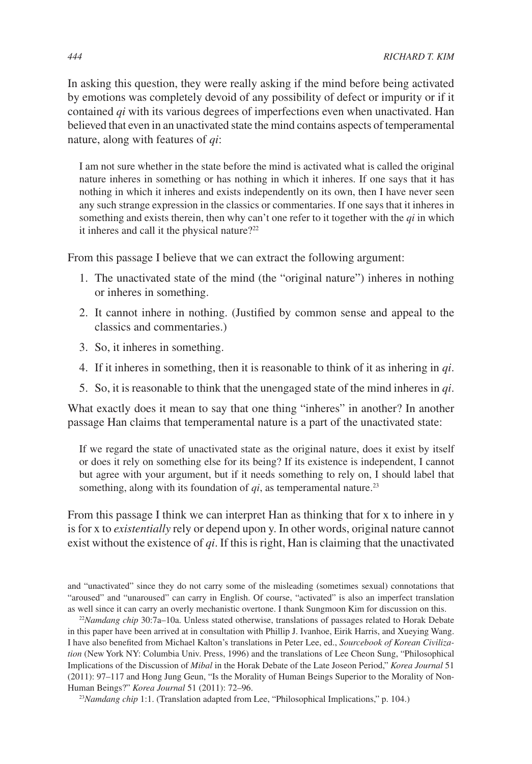In asking this question, they were really asking if the mind before being activated by emotions was completely devoid of any possibility of defect or impurity or if it contained *qi* with its various degrees of imperfections even when unactivated. Han believed that even in an unactivated state the mind contains aspects of temperamental nature, along with features of *qi*:

> I am not sure whether in the state before the mind is activated what is called the original nature inheres in something or has nothing in which it inheres. If one says that it has nothing in which it inheres and exists independently on its own, then I have never seen any such strange expression in the classics or commentaries. If one says that it inheres in something and exists therein, then why can't one refer to it together with the *qi* in which it inheres and call it the physical nature?[22]

From this passage I believe that we can extract the following argument:

1. The unactivated state of the mind (the "original nature") inheres in nothing or inheres in something.
2. It cannot inhere in nothing. (Justified by common sense and appeal to the classics and commentaries.)
3. So, it inheres in something.
4. If it inheres in something, then it is reasonable to think of it as inhering in *qi*.
5. So, it is reasonable to think that the unengaged state of the mind inheres in *qi*.

What exactly does it mean to say that one thing "inheres" in another? In another passage Han claims that temperamental nature is a part of the unactivated state:

> If we regard the state of unactivated state as the original nature, does it exist by itself or does it rely on something else for its being? If its existence is independent, I cannot but agree with your argument, but if it needs something to rely on, I should label that something, along with its foundation of *qi*, as temperamental nature.[23]

From this passage I think we can interpret Han as thinking that for x to inhere in y is for x to *existentially* rely or depend upon y. In other words, original nature cannot exist without the existence of *qi*. If this is right, Han is claiming that the unactivated

and "unactivated" since they do not carry some of the misleading (sometimes sexual) connotations that "aroused" and "unaroused" can carry in English. Of course, "activated" is also an imperfect translation as well since it can carry an overly mechanistic overtone. I thank Sungmoon Kim for discussion on this.

[22] *Namdang chip* 30:7a–10a. Unless stated otherwise, translations of passages related to Horak Debate in this paper have been arrived at in consultation with Phillip J. Ivanhoe, Eirik Harris, and Xueying Wang. I have also benefited from Michael Kalton's translations in Peter Lee, ed., *Sourcebook of Korean Civilization* (New York NY: Columbia Univ. Press, 1996) and the translations of Lee Cheon Sung, "Philosophical Implications of the Discussion of *Mibal* in the Horak Debate of the Late Joseon Period," *Korea Journal* 51 (2011): 97–117 and Hong Jung Geun, "Is the Morality of Human Beings Superior to the Morality of Non-Human Beings?" *Korea Journal* 51 (2011): 72–96.

[23] *Namdang chip* 1:1. (Translation adapted from Lee, "Philosophical Implications," p. 104.)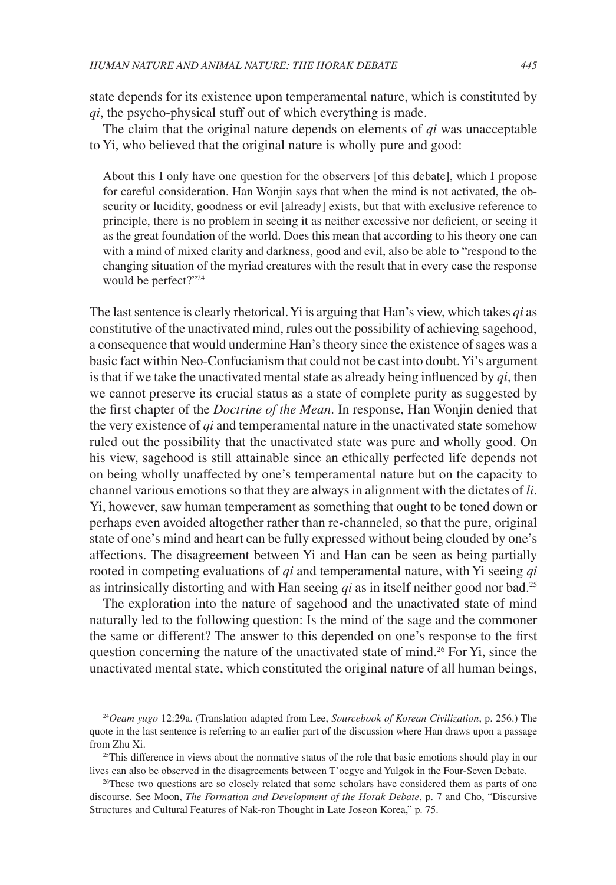state depends for its existence upon temperamental nature, which is constituted by *qi*, the psycho-physical stuff out of which everything is made.

The claim that the original nature depends on elements of *qi* was unacceptable to Yi, who believed that the original nature is wholly pure and good:

> About this I only have one question for the observers [of this debate], which I propose for careful consideration. Han Wonjin says that when the mind is not activated, the obscurity or lucidity, goodness or evil [already] exists, but that with exclusive reference to principle, there is no problem in seeing it as neither excessive nor deficient, or seeing it as the great foundation of the world. Does this mean that according to his theory one can with a mind of mixed clarity and darkness, good and evil, also be able to "respond to the changing situation of the myriad creatures with the result that in every case the response would be perfect?"[24]

The last sentence is clearly rhetorical. Yi is arguing that Han's view, which takes *qi* as constitutive of the unactivated mind, rules out the possibility of achieving sagehood, a consequence that would undermine Han's theory since the existence of sages was a basic fact within Neo-Confucianism that could not be cast into doubt. Yi's argument is that if we take the unactivated mental state as already being influenced by *qi*, then we cannot preserve its crucial status as a state of complete purity as suggested by the first chapter of the *Doctrine of the Mean*. In response, Han Wonjin denied that the very existence of *qi* and temperamental nature in the unactivated state somehow ruled out the possibility that the unactivated state was pure and wholly good. On his view, sagehood is still attainable since an ethically perfected life depends not on being wholly unaffected by one's temperamental nature but on the capacity to channel various emotions so that they are always in alignment with the dictates of *li*. Yi, however, saw human temperament as something that ought to be toned down or perhaps even avoided altogether rather than re-channeled, so that the pure, original state of one's mind and heart can be fully expressed without being clouded by one's affections. The disagreement between Yi and Han can be seen as being partially rooted in competing evaluations of *qi* and temperamental nature, with Yi seeing *qi* as intrinsically distorting and with Han seeing *qi* as in itself neither good nor bad.[25]

The exploration into the nature of sagehood and the unactivated state of mind naturally led to the following question: Is the mind of the sage and the commoner the same or different? The answer to this depended on one's response to the first question concerning the nature of the unactivated state of mind.[26] For Yi, since the unactivated mental state, which constituted the original nature of all human beings,

[24] *Oeam yugo* 12:29a. (Translation adapted from Lee, *Sourcebook of Korean Civilization*, p. 256.) The quote in the last sentence is referring to an earlier part of the discussion where Han draws upon a passage from Zhu Xi.

[25] This difference in views about the normative status of the role that basic emotions should play in our lives can also be observed in the disagreements between T'oegye and Yulgok in the Four-Seven Debate.

[26] These two questions are so closely related that some scholars have considered them as parts of one discourse. See Moon, *The Formation and Development of the Horak Debate*, p. 7 and Cho, "Discursive Structures and Cultural Features of Nak-ron Thought in Late Joseon Korea," p. 75.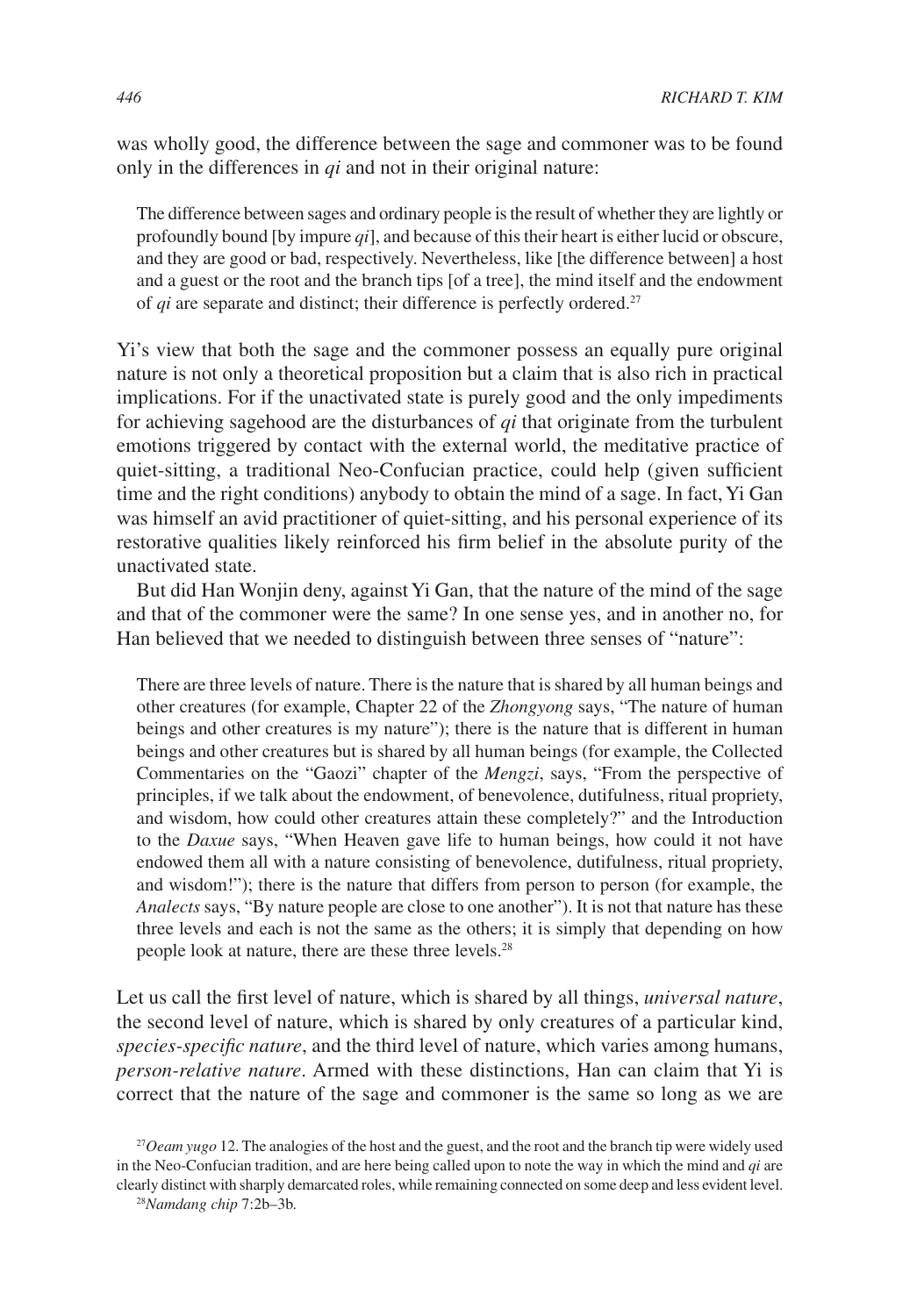was wholly good, the difference between the sage and commoner was to be found only in the differences in *qi* and not in their original nature:

> The difference between sages and ordinary people is the result of whether they are lightly or profoundly bound [by impure *qi*], and because of this their heart is either lucid or obscure, and they are good or bad, respectively. Nevertheless, like [the difference between] a host and a guest or the root and the branch tips [of a tree], the mind itself and the endowment of *qi* are separate and distinct; their difference is perfectly ordered.[27]

Yi's view that both the sage and the commoner possess an equally pure original nature is not only a theoretical proposition but a claim that is also rich in practical implications. For if the unactivated state is purely good and the only impediments for achieving sagehood are the disturbances of *qi* that originate from the turbulent emotions triggered by contact with the external world, the meditative practice of quiet-sitting, a traditional Neo-Confucian practice, could help (given sufficient time and the right conditions) anybody to obtain the mind of a sage. In fact, Yi Gan was himself an avid practitioner of quiet-sitting, and his personal experience of its restorative qualities likely reinforced his firm belief in the absolute purity of the unactivated state.

But did Han Wonjin deny, against Yi Gan, that the nature of the mind of the sage and that of the commoner were the same? In one sense yes, and in another no, for Han believed that we needed to distinguish between three senses of "nature":

> There are three levels of nature. There is the nature that is shared by all human beings and other creatures (for example, Chapter 22 of the *Zhongyong* says, "The nature of human beings and other creatures is my nature"); there is the nature that is different in human beings and other creatures but is shared by all human beings (for example, the Collected Commentaries on the "Gaozi" chapter of the *Mengzi*, says, "From the perspective of principles, if we talk about the endowment, of benevolence, dutifulness, ritual propriety, and wisdom, how could other creatures attain these completely?" and the Introduction to the *Daxue* says, "When Heaven gave life to human beings, how could it not have endowed them all with a nature consisting of benevolence, dutifulness, ritual propriety, and wisdom!"); there is the nature that differs from person to person (for example, the *Analects* says, "By nature people are close to one another"). It is not that nature has these three levels and each is not the same as the others; it is simply that depending on how people look at nature, there are these three levels.[28]

Let us call the first level of nature, which is shared by all things, *universal nature*, the second level of nature, which is shared by only creatures of a particular kind, *species-specific nature*, and the third level of nature, which varies among humans, *person-relative nature*. Armed with these distinctions, Han can claim that Yi is correct that the nature of the sage and commoner is the same so long as we are

[27] *Oeam yugo* 12. The analogies of the host and the guest, and the root and the branch tip were widely used in the Neo-Confucian tradition, and are here being called upon to note the way in which the mind and *qi* are clearly distinct with sharply demarcated roles, while remaining connected on some deep and less evident level.

[28] *Namdang chip* 7:2b–3b.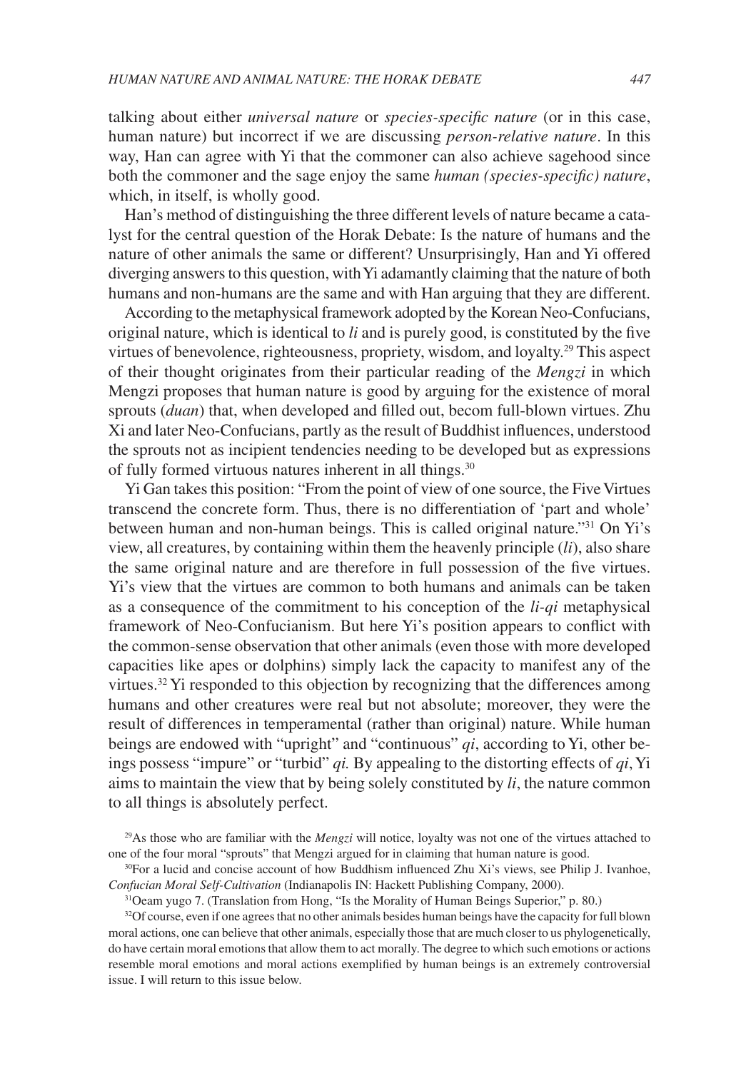talking about either *universal nature* or *species-specific nature* (or in this case, human nature) but incorrect if we are discussing *person-relative nature*. In this way, Han can agree with Yi that the commoner can also achieve sagehood since both the commoner and the sage enjoy the same *human (species-specific) nature*, which, in itself, is wholly good.

Han's method of distinguishing the three different levels of nature became a catalyst for the central question of the Horak Debate: Is the nature of humans and the nature of other animals the same or different? Unsurprisingly, Han and Yi offered diverging answers to this question, with Yi adamantly claiming that the nature of both humans and non-humans are the same and with Han arguing that they are different.

According to the metaphysical framework adopted by the Korean Neo-Confucians, original nature, which is identical to *li* and is purely good, is constituted by the five virtues of benevolence, righteousness, propriety, wisdom, and loyalty.[29] This aspect of their thought originates from their particular reading of the *Mengzi* in which Mengzi proposes that human nature is good by arguing for the existence of moral sprouts (*duan*) that, when developed and filled out, becom full-blown virtues. Zhu Xi and later Neo-Confucians, partly as the result of Buddhist influences, understood the sprouts not as incipient tendencies needing to be developed but as expressions of fully formed virtuous natures inherent in all things.[30]

Yi Gan takes this position: "From the point of view of one source, the Five Virtues transcend the concrete form. Thus, there is no differentiation of 'part and whole' between human and non-human beings. This is called original nature."[31] On Yi's view, all creatures, by containing within them the heavenly principle (*li*), also share the same original nature and are therefore in full possession of the five virtues. Yi's view that the virtues are common to both humans and animals can be taken as a consequence of the commitment to his conception of the *li-qi* metaphysical framework of Neo-Confucianism. But here Yi's position appears to conflict with the common-sense observation that other animals (even those with more developed capacities like apes or dolphins) simply lack the capacity to manifest any of the virtues.[32] Yi responded to this objection by recognizing that the differences among humans and other creatures were real but not absolute; moreover, they were the result of differences in temperamental (rather than original) nature. While human beings are endowed with "upright" and "continuous" *qi*, according to Yi, other beings possess "impure" or "turbid" *qi.* By appealing to the distorting effects of *qi*, Yi aims to maintain the view that by being solely constituted by *li*, the nature common to all things is absolutely perfect.

[29]As those who are familiar with the *Mengzi* will notice, loyalty was not one of the virtues attached to one of the four moral "sprouts" that Mengzi argued for in claiming that human nature is good.

[30]For a lucid and concise account of how Buddhism influenced Zhu Xi's views, see Philip J. Ivanhoe, *Confucian Moral Self-Cultivation* (Indianapolis IN: Hackett Publishing Company, 2000).

[31]Oeam yugo 7. (Translation from Hong, "Is the Morality of Human Beings Superior," p. 80.)

[32]Of course, even if one agrees that no other animals besides human beings have the capacity for full blown moral actions, one can believe that other animals, especially those that are much closer to us phylogenetically, do have certain moral emotions that allow them to act morally. The degree to which such emotions or actions resemble moral emotions and moral actions exemplified by human beings is an extremely controversial issue. I will return to this issue below.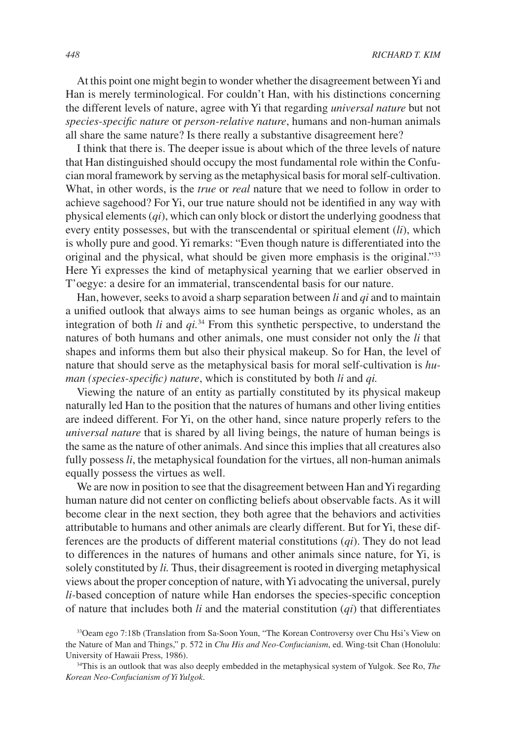At this point one might begin to wonder whether the disagreement between Yi and Han is merely terminological. For couldn't Han, with his distinctions concerning the different levels of nature, agree with Yi that regarding *universal nature* but not *species-specific nature* or *person-relative nature*, humans and non-human animals all share the same nature? Is there really a substantive disagreement here?

I think that there is. The deeper issue is about which of the three levels of nature that Han distinguished should occupy the most fundamental role within the Confucian moral framework by serving as the metaphysical basis for moral self-cultivation. What, in other words, is the *true* or *real* nature that we need to follow in order to achieve sagehood? For Yi, our true nature should not be identified in any way with physical elements (*qi*), which can only block or distort the underlying goodness that every entity possesses, but with the transcendental or spiritual element (*li*), which is wholly pure and good. Yi remarks: "Even though nature is differentiated into the original and the physical, what should be given more emphasis is the original."[33] Here Yi expresses the kind of metaphysical yearning that we earlier observed in T'oegye: a desire for an immaterial, transcendental basis for our nature.

Han, however, seeks to avoid a sharp separation between *li* and *qi* and to maintain a unified outlook that always aims to see human beings as organic wholes, as an integration of both *li* and *qi.*[34] From this synthetic perspective, to understand the natures of both humans and other animals, one must consider not only the *li* that shapes and informs them but also their physical makeup. So for Han, the level of nature that should serve as the metaphysical basis for moral self-cultivation is *human (species-specific) nature*, which is constituted by both *li* and *qi.*

Viewing the nature of an entity as partially constituted by its physical makeup naturally led Han to the position that the natures of humans and other living entities are indeed different. For Yi, on the other hand, since nature properly refers to the *universal nature* that is shared by all living beings, the nature of human beings is the same as the nature of other animals. And since this implies that all creatures also fully possess *li*, the metaphysical foundation for the virtues, all non-human animals equally possess the virtues as well.

We are now in position to see that the disagreement between Han and Yi regarding human nature did not center on conflicting beliefs about observable facts. As it will become clear in the next section, they both agree that the behaviors and activities attributable to humans and other animals are clearly different. But for Yi, these differences are the products of different material constitutions (*qi*). They do not lead to differences in the natures of humans and other animals since nature, for Yi, is solely constituted by *li.* Thus, their disagreement is rooted in diverging metaphysical views about the proper conception of nature, with Yi advocating the universal, purely *li*-based conception of nature while Han endorses the species-specific conception of nature that includes both *li* and the material constitution (*qi*) that differentiates

[33] Oeam ego 7:18b (Translation from Sa-Soon Youn, "The Korean Controversy over Chu Hsi's View on the Nature of Man and Things," p. 572 in *Chu His and Neo-Confucianism*, ed. Wing-tsit Chan (Honolulu: University of Hawaii Press, 1986).

[34] This is an outlook that was also deeply embedded in the metaphysical system of Yulgok. See Ro, *The Korean Neo-Confucianism of Yi Yulgok*.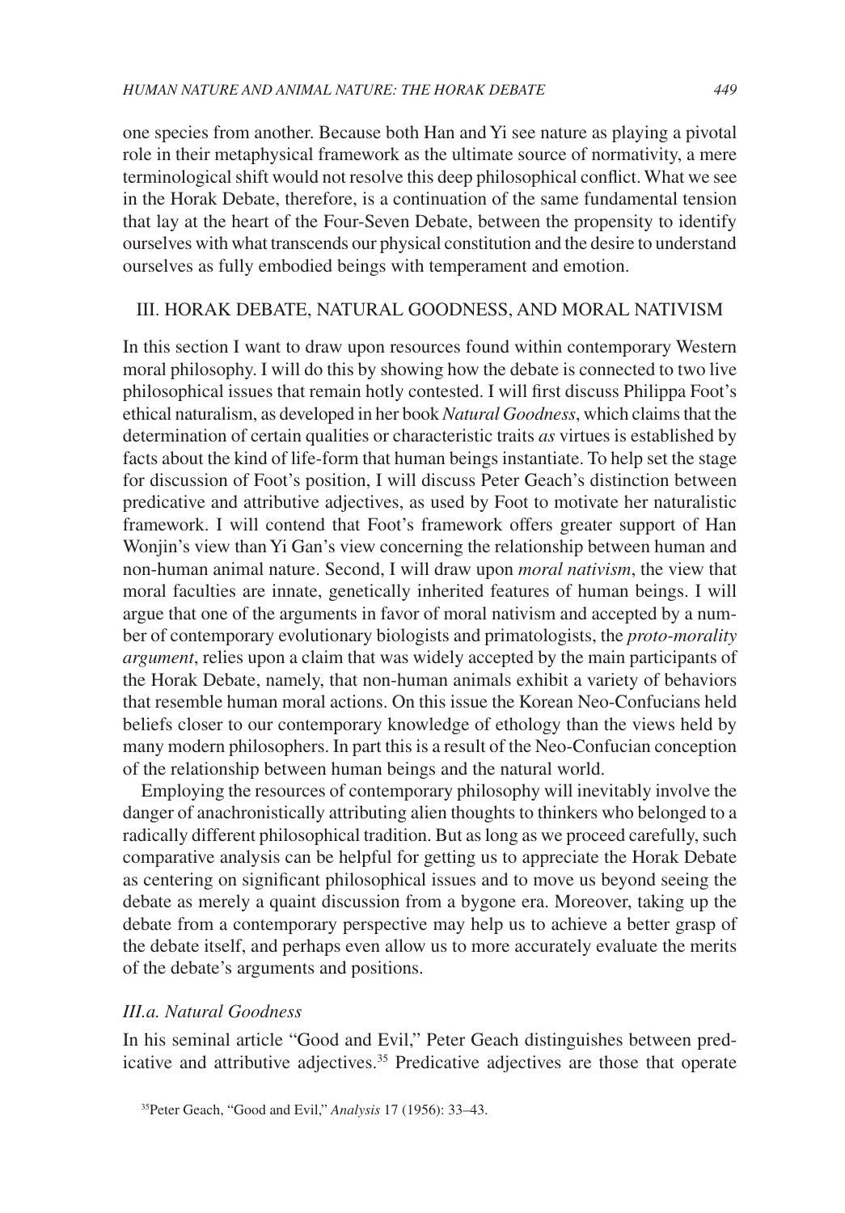one species from another. Because both Han and Yi see nature as playing a pivotal role in their metaphysical framework as the ultimate source of normativity, a mere terminological shift would not resolve this deep philosophical conflict. What we see in the Horak Debate, therefore, is a continuation of the same fundamental tension that lay at the heart of the Four-Seven Debate, between the propensity to identify ourselves with what transcends our physical constitution and the desire to understand ourselves as fully embodied beings with temperament and emotion.

## III. HORAK DEBATE, NATURAL GOODNESS, AND MORAL NATIVISM

In this section I want to draw upon resources found within contemporary Western moral philosophy. I will do this by showing how the debate is connected to two live philosophical issues that remain hotly contested. I will first discuss Philippa Foot's ethical naturalism, as developed in her book *Natural Goodness*, which claims that the determination of certain qualities or characteristic traits *as* virtues is established by facts about the kind of life-form that human beings instantiate. To help set the stage for discussion of Foot's position, I will discuss Peter Geach's distinction between predicative and attributive adjectives, as used by Foot to motivate her naturalistic framework. I will contend that Foot's framework offers greater support of Han Wonjin's view than Yi Gan's view concerning the relationship between human and non-human animal nature. Second, I will draw upon *moral nativism*, the view that moral faculties are innate, genetically inherited features of human beings. I will argue that one of the arguments in favor of moral nativism and accepted by a number of contemporary evolutionary biologists and primatologists, the *proto-morality argument*, relies upon a claim that was widely accepted by the main participants of the Horak Debate, namely, that non-human animals exhibit a variety of behaviors that resemble human moral actions. On this issue the Korean Neo-Confucians held beliefs closer to our contemporary knowledge of ethology than the views held by many modern philosophers. In part this is a result of the Neo-Confucian conception of the relationship between human beings and the natural world.

Employing the resources of contemporary philosophy will inevitably involve the danger of anachronistically attributing alien thoughts to thinkers who belonged to a radically different philosophical tradition. But as long as we proceed carefully, such comparative analysis can be helpful for getting us to appreciate the Horak Debate as centering on significant philosophical issues and to move us beyond seeing the debate as merely a quaint discussion from a bygone era. Moreover, taking up the debate from a contemporary perspective may help us to achieve a better grasp of the debate itself, and perhaps even allow us to more accurately evaluate the merits of the debate's arguments and positions.

### *III.a. Natural Goodness*

In his seminal article "Good and Evil," Peter Geach distinguishes between predicative and attributive adjectives.[35] Predicative adjectives are those that operate

[35] Peter Geach, "Good and Evil," *Analysis* 17 (1956): 33–43.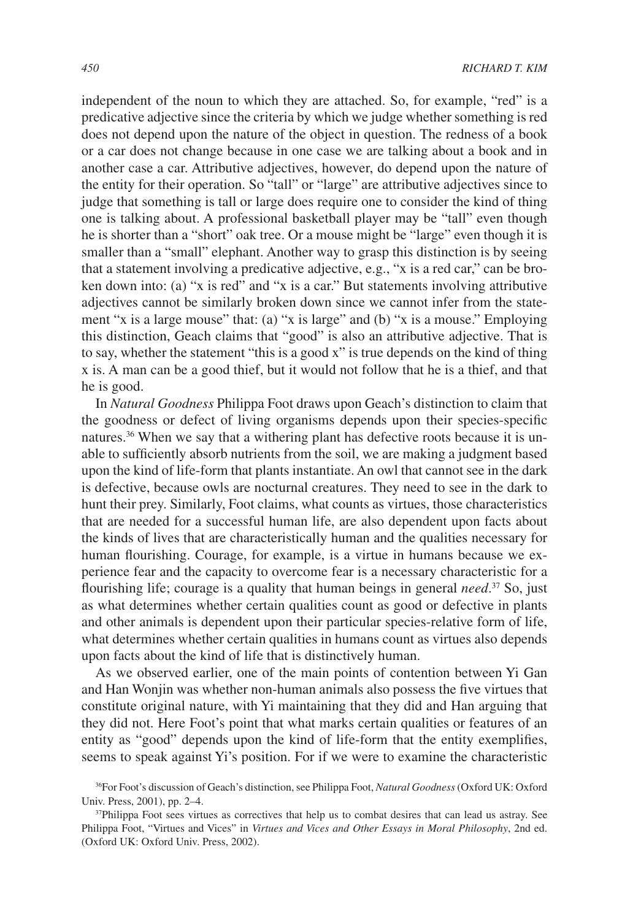independent of the noun to which they are attached. So, for example, "red" is a predicative adjective since the criteria by which we judge whether something is red does not depend upon the nature of the object in question. The redness of a book or a car does not change because in one case we are talking about a book and in another case a car. Attributive adjectives, however, do depend upon the nature of the entity for their operation. So "tall" or "large" are attributive adjectives since to judge that something is tall or large does require one to consider the kind of thing one is talking about. A professional basketball player may be "tall" even though he is shorter than a "short" oak tree. Or a mouse might be "large" even though it is smaller than a "small" elephant. Another way to grasp this distinction is by seeing that a statement involving a predicative adjective, e.g., "x is a red car," can be broken down into: (a) "x is red" and "x is a car." But statements involving attributive adjectives cannot be similarly broken down since we cannot infer from the statement "x is a large mouse" that: (a) "x is large" and (b) "x is a mouse." Employing this distinction, Geach claims that "good" is also an attributive adjective. That is to say, whether the statement "this is a good x" is true depends on the kind of thing x is. A man can be a good thief, but it would not follow that he is a thief, and that he is good.

In *Natural Goodness* Philippa Foot draws upon Geach's distinction to claim that the goodness or defect of living organisms depends upon their species-specific natures.[36] When we say that a withering plant has defective roots because it is unable to sufficiently absorb nutrients from the soil, we are making a judgment based upon the kind of life-form that plants instantiate. An owl that cannot see in the dark is defective, because owls are nocturnal creatures. They need to see in the dark to hunt their prey. Similarly, Foot claims, what counts as virtues, those characteristics that are needed for a successful human life, are also dependent upon facts about the kinds of lives that are characteristically human and the qualities necessary for human flourishing. Courage, for example, is a virtue in humans because we experience fear and the capacity to overcome fear is a necessary characteristic for a flourishing life; courage is a quality that human beings in general *need*.[37] So, just as what determines whether certain qualities count as good or defective in plants and other animals is dependent upon their particular species-relative form of life, what determines whether certain qualities in humans count as virtues also depends upon facts about the kind of life that is distinctively human.

As we observed earlier, one of the main points of contention between Yi Gan and Han Wonjin was whether non-human animals also possess the five virtues that constitute original nature, with Yi maintaining that they did and Han arguing that they did not. Here Foot's point that what marks certain qualities or features of an entity as "good" depends upon the kind of life-form that the entity exemplifies, seems to speak against Yi's position. For if we were to examine the characteristic

[36] For Foot's discussion of Geach's distinction, see Philippa Foot, *Natural Goodness* (Oxford UK: Oxford Univ. Press, 2001), pp. 2–4.

[37] Philippa Foot sees virtues as correctives that help us to combat desires that can lead us astray. See Philippa Foot, "Virtues and Vices" in *Virtues and Vices and Other Essays in Moral Philosophy*, 2nd ed. (Oxford UK: Oxford Univ. Press, 2002).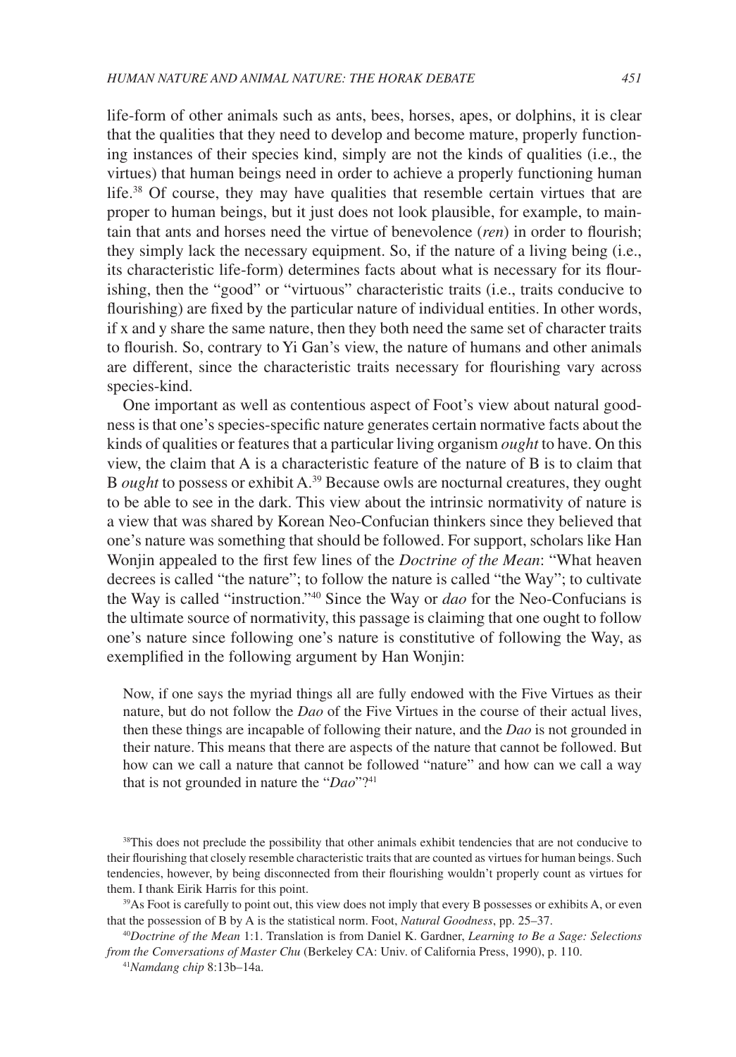life-form of other animals such as ants, bees, horses, apes, or dolphins, it is clear that the qualities that they need to develop and become mature, properly functioning instances of their species kind, simply are not the kinds of qualities (i.e., the virtues) that human beings need in order to achieve a properly functioning human life.[38] Of course, they may have qualities that resemble certain virtues that are proper to human beings, but it just does not look plausible, for example, to maintain that ants and horses need the virtue of benevolence (*ren*) in order to flourish; they simply lack the necessary equipment. So, if the nature of a living being (i.e., its characteristic life-form) determines facts about what is necessary for its flourishing, then the "good" or "virtuous" characteristic traits (i.e., traits conducive to flourishing) are fixed by the particular nature of individual entities. In other words, if x and y share the same nature, then they both need the same set of character traits to flourish. So, contrary to Yi Gan's view, the nature of humans and other animals are different, since the characteristic traits necessary for flourishing vary across species-kind.

One important as well as contentious aspect of Foot's view about natural goodness is that one's species-specific nature generates certain normative facts about the kinds of qualities or features that a particular living organism *ought* to have. On this view, the claim that A is a characteristic feature of the nature of B is to claim that B *ought* to possess or exhibit A.[39] Because owls are nocturnal creatures, they ought to be able to see in the dark. This view about the intrinsic normativity of nature is a view that was shared by Korean Neo-Confucian thinkers since they believed that one's nature was something that should be followed. For support, scholars like Han Wonjin appealed to the first few lines of the *Doctrine of the Mean*: "What heaven decrees is called "the nature"; to follow the nature is called "the Way"; to cultivate the Way is called "instruction."[40] Since the Way or *dao* for the Neo-Confucians is the ultimate source of normativity, this passage is claiming that one ought to follow one's nature since following one's nature is constitutive of following the Way, as exemplified in the following argument by Han Wonjin:

> Now, if one says the myriad things all are fully endowed with the Five Virtues as their nature, but do not follow the *Dao* of the Five Virtues in the course of their actual lives, then these things are incapable of following their nature, and the *Dao* is not grounded in their nature. This means that there are aspects of the nature that cannot be followed. But how can we call a nature that cannot be followed "nature" and how can we call a way that is not grounded in nature the "*Dao*"?[41]

[38]This does not preclude the possibility that other animals exhibit tendencies that are not conducive to their flourishing that closely resemble characteristic traits that are counted as virtues for human beings. Such tendencies, however, by being disconnected from their flourishing wouldn't properly count as virtues for them. I thank Eirik Harris for this point.

[39]As Foot is carefully to point out, this view does not imply that every B possesses or exhibits A, or even that the possession of B by A is the statistical norm. Foot, *Natural Goodness*, pp. 25–37.

[40]*Doctrine of the Mean* 1:1. Translation is from Daniel K. Gardner, *Learning to Be a Sage: Selections from the Conversations of Master Chu* (Berkeley CA: Univ. of California Press, 1990), p. 110.

[41]*Namdang chip* 8:13b–14a.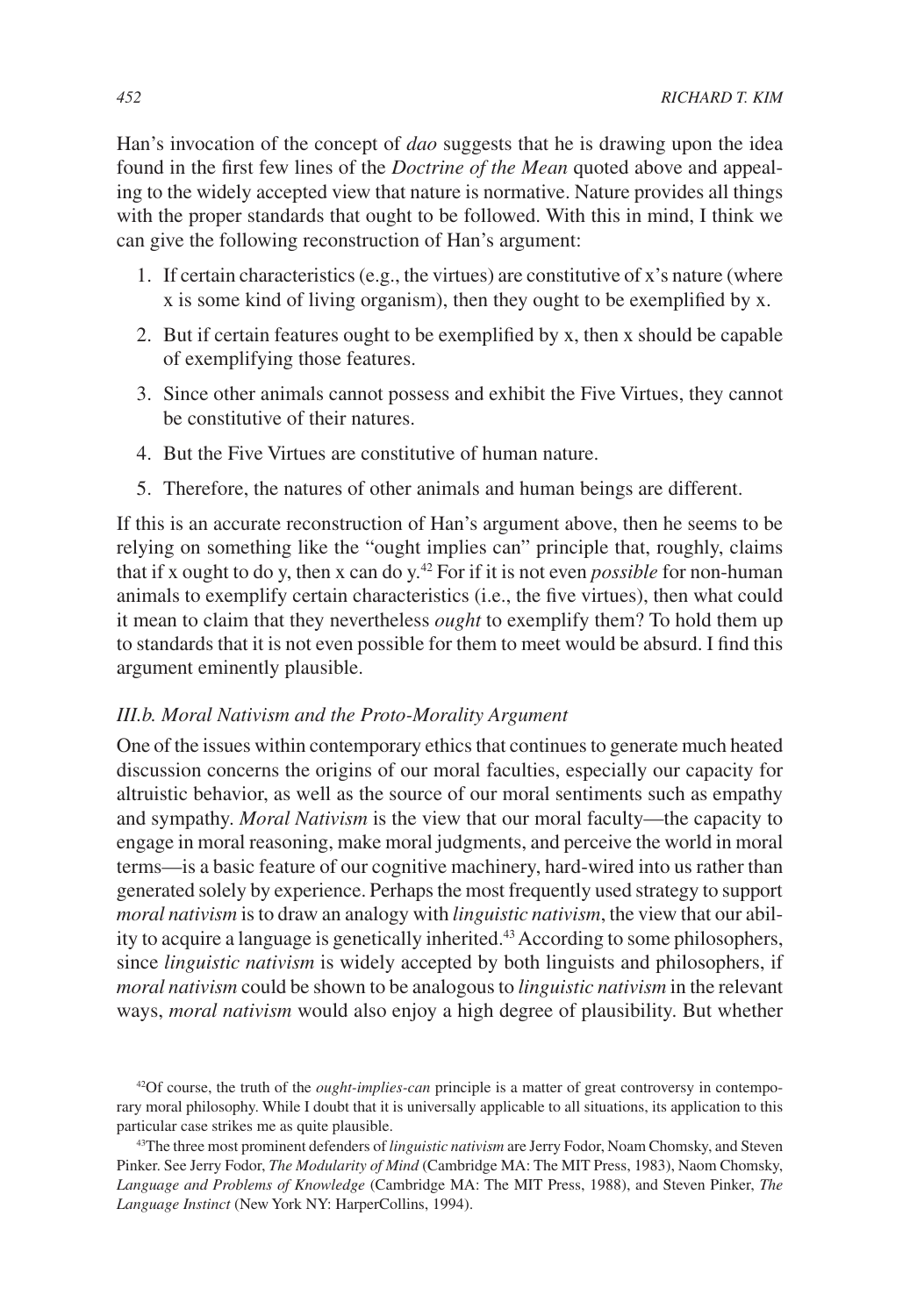Han's invocation of the concept of *dao* suggests that he is drawing upon the idea found in the first few lines of the *Doctrine of the Mean* quoted above and appealing to the widely accepted view that nature is normative. Nature provides all things with the proper standards that ought to be followed. With this in mind, I think we can give the following reconstruction of Han's argument:

1. If certain characteristics (e.g., the virtues) are constitutive of x's nature (where x is some kind of living organism), then they ought to be exemplified by x.
2. But if certain features ought to be exemplified by x, then x should be capable of exemplifying those features.
3. Since other animals cannot possess and exhibit the Five Virtues, they cannot be constitutive of their natures.
4. But the Five Virtues are constitutive of human nature.
5. Therefore, the natures of other animals and human beings are different.

If this is an accurate reconstruction of Han's argument above, then he seems to be relying on something like the "ought implies can" principle that, roughly, claims that if x ought to do y, then x can do y.[42] For if it is not even *possible* for non-human animals to exemplify certain characteristics (i.e., the five virtues), then what could it mean to claim that they nevertheless *ought* to exemplify them? To hold them up to standards that it is not even possible for them to meet would be absurd. I find this argument eminently plausible.

### *III.b. Moral Nativism and the Proto-Morality Argument*

One of the issues within contemporary ethics that continues to generate much heated discussion concerns the origins of our moral faculties, especially our capacity for altruistic behavior, as well as the source of our moral sentiments such as empathy and sympathy. *Moral Nativism* is the view that our moral faculty—the capacity to engage in moral reasoning, make moral judgments, and perceive the world in moral terms—is a basic feature of our cognitive machinery, hard-wired into us rather than generated solely by experience. Perhaps the most frequently used strategy to support *moral nativism* is to draw an analogy with *linguistic nativism*, the view that our ability to acquire a language is genetically inherited.[43] According to some philosophers, since *linguistic nativism* is widely accepted by both linguists and philosophers, if *moral nativism* could be shown to be analogous to *linguistic nativism* in the relevant ways, *moral nativism* would also enjoy a high degree of plausibility. But whether

[42]Of course, the truth of the *ought-implies-can* principle is a matter of great controversy in contemporary moral philosophy. While I doubt that it is universally applicable to all situations, its application to this particular case strikes me as quite plausible.

[43]The three most prominent defenders of *linguistic nativism* are Jerry Fodor, Noam Chomsky, and Steven Pinker. See Jerry Fodor, *The Modularity of Mind* (Cambridge MA: The MIT Press, 1983), Naom Chomsky, *Language and Problems of Knowledge* (Cambridge MA: The MIT Press, 1988), and Steven Pinker, *The Language Instinct* (New York NY: HarperCollins, 1994).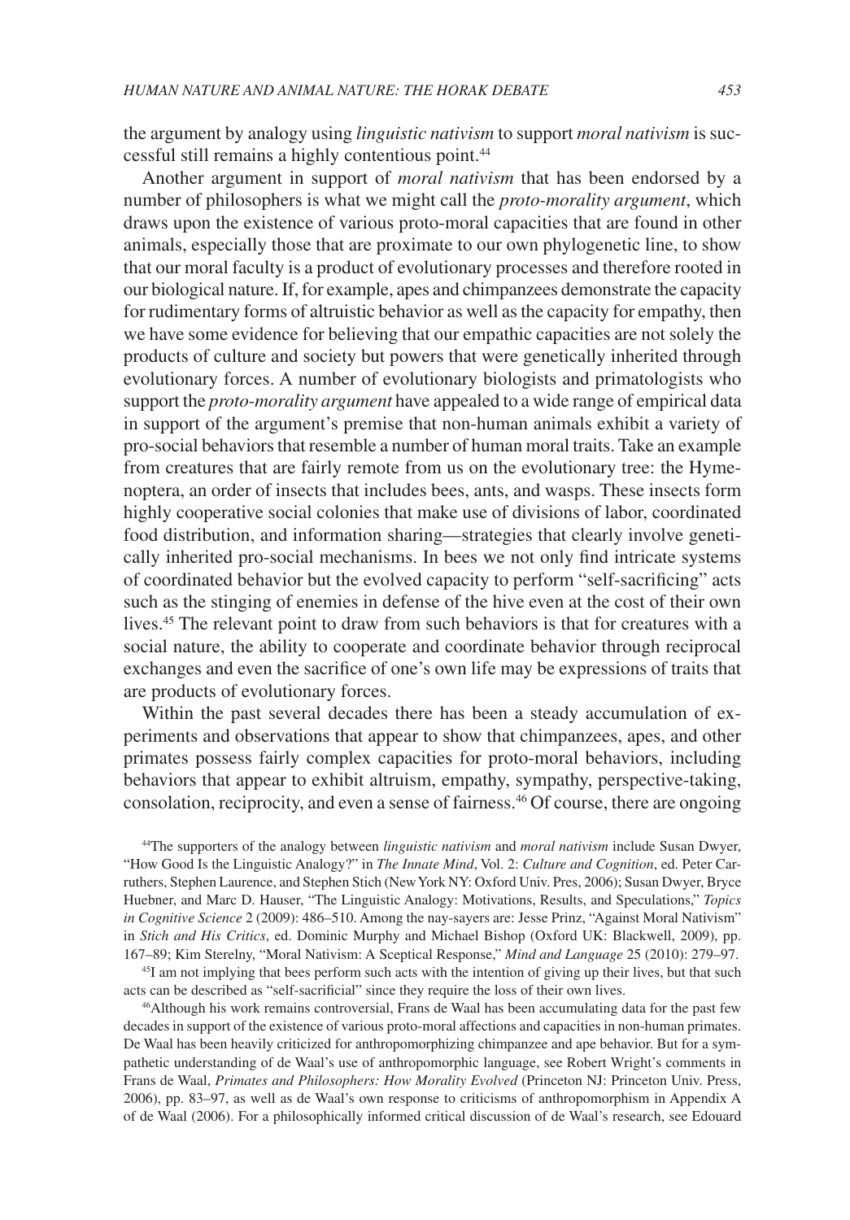the argument by analogy using *linguistic nativism* to support *moral nativism* is successful still remains a highly contentious point.[44]

Another argument in support of *moral nativism* that has been endorsed by a number of philosophers is what we might call the *proto-morality argument*, which draws upon the existence of various proto-moral capacities that are found in other animals, especially those that are proximate to our own phylogenetic line, to show that our moral faculty is a product of evolutionary processes and therefore rooted in our biological nature. If, for example, apes and chimpanzees demonstrate the capacity for rudimentary forms of altruistic behavior as well as the capacity for empathy, then we have some evidence for believing that our empathic capacities are not solely the products of culture and society but powers that were genetically inherited through evolutionary forces. A number of evolutionary biologists and primatologists who support the *proto-morality argument* have appealed to a wide range of empirical data in support of the argument's premise that non-human animals exhibit a variety of pro-social behaviors that resemble a number of human moral traits. Take an example from creatures that are fairly remote from us on the evolutionary tree: the Hymenoptera, an order of insects that includes bees, ants, and wasps. These insects form highly cooperative social colonies that make use of divisions of labor, coordinated food distribution, and information sharing—strategies that clearly involve genetically inherited pro-social mechanisms. In bees we not only find intricate systems of coordinated behavior but the evolved capacity to perform "self-sacrificing" acts such as the stinging of enemies in defense of the hive even at the cost of their own lives.[45] The relevant point to draw from such behaviors is that for creatures with a social nature, the ability to cooperate and coordinate behavior through reciprocal exchanges and even the sacrifice of one's own life may be expressions of traits that are products of evolutionary forces.

Within the past several decades there has been a steady accumulation of experiments and observations that appear to show that chimpanzees, apes, and other primates possess fairly complex capacities for proto-moral behaviors, including behaviors that appear to exhibit altruism, empathy, sympathy, perspective-taking, consolation, reciprocity, and even a sense of fairness.[46] Of course, there are ongoing

[44]The supporters of the analogy between *linguistic nativism* and *moral nativism* include Susan Dwyer, "How Good Is the Linguistic Analogy?" in *The Innate Mind*, Vol. 2: *Culture and Cognition*, ed. Peter Carruthers, Stephen Laurence, and Stephen Stich (New York NY: Oxford Univ. Pres, 2006); Susan Dwyer, Bryce Huebner, and Marc D. Hauser, "The Linguistic Analogy: Motivations, Results, and Speculations," *Topics in Cognitive Science* 2 (2009): 486–510. Among the nay-sayers are: Jesse Prinz, "Against Moral Nativism" in *Stich and His Critics*, ed. Dominic Murphy and Michael Bishop (Oxford UK: Blackwell, 2009), pp. 167–89; Kim Sterelny, "Moral Nativism: A Sceptical Response," *Mind and Language* 25 (2010): 279–97.

[45]I am not implying that bees perform such acts with the intention of giving up their lives, but that such acts can be described as "self-sacrificial" since they require the loss of their own lives.

[46]Although his work remains controversial, Frans de Waal has been accumulating data for the past few decades in support of the existence of various proto-moral affections and capacities in non-human primates. De Waal has been heavily criticized for anthropomorphizing chimpanzee and ape behavior. But for a sympathetic understanding of de Waal's use of anthropomorphic language, see Robert Wright's comments in Frans de Waal, *Primates and Philosophers: How Morality Evolved* (Princeton NJ: Princeton Univ. Press, 2006), pp. 83–97, as well as de Waal's own response to criticisms of anthropomorphism in Appendix A of de Waal (2006). For a philosophically informed critical discussion of de Waal's research, see Edouard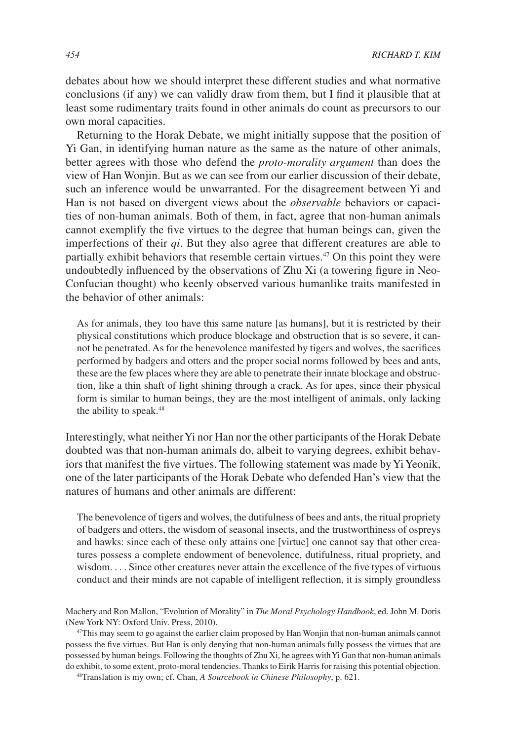debates about how we should interpret these different studies and what normative conclusions (if any) we can validly draw from them, but I find it plausible that at least some rudimentary traits found in other animals do count as precursors to our own moral capacities.

Returning to the Horak Debate, we might initially suppose that the position of Yi Gan, in identifying human nature as the same as the nature of other animals, better agrees with those who defend the *proto-morality argument* than does the view of Han Wonjin. But as we can see from our earlier discussion of their debate, such an inference would be unwarranted. For the disagreement between Yi and Han is not based on divergent views about the *observable* behaviors or capacities of non-human animals. Both of them, in fact, agree that non-human animals cannot exemplify the five virtues to the degree that human beings can, given the imperfections of their *qi*. But they also agree that different creatures are able to partially exhibit behaviors that resemble certain virtues.[47] On this point they were undoubtedly influenced by the observations of Zhu Xi (a towering figure in Neo-Confucian thought) who keenly observed various humanlike traits manifested in the behavior of other animals:

> As for animals, they too have this same nature [as humans], but it is restricted by their physical constitutions which produce blockage and obstruction that is so severe, it cannot be penetrated. As for the benevolence manifested by tigers and wolves, the sacrifices performed by badgers and otters and the proper social norms followed by bees and ants, these are the few places where they are able to penetrate their innate blockage and obstruction, like a thin shaft of light shining through a crack. As for apes, since their physical form is similar to human beings, they are the most intelligent of animals, only lacking the ability to speak.[48]

Interestingly, what neither Yi nor Han nor the other participants of the Horak Debate doubted was that non-human animals do, albeit to varying degrees, exhibit behaviors that manifest the five virtues. The following statement was made by Yi Yeonik, one of the later participants of the Horak Debate who defended Han's view that the natures of humans and other animals are different:

> The benevolence of tigers and wolves, the dutifulness of bees and ants, the ritual propriety of badgers and otters, the wisdom of seasonal insects, and the trustworthiness of ospreys and hawks: since each of these only attains one [virtue] one cannot say that other creatures possess a complete endowment of benevolence, dutifulness, ritual propriety, and wisdom. . . . Since other creatures never attain the excellence of the five types of virtuous conduct and their minds are not capable of intelligent reflection, it is simply groundless

Machery and Ron Mallon, "Evolution of Morality" in *The Moral Psychology Handbook*, ed. John M. Doris (New York NY: Oxford Univ. Press, 2010).

[47]This may seem to go against the earlier claim proposed by Han Wonjin that non-human animals cannot possess the five virtues. But Han is only denying that non-human animals fully possess the virtues that are possessed by human beings. Following the thoughts of Zhu Xi, he agrees with Yi Gan that non-human animals do exhibit, to some extent, proto-moral tendencies. Thanks to Eirik Harris for raising this potential objection.

[48]Translation is my own; cf. Chan, *A Sourcebook in Chinese Philosophy*, p. 621.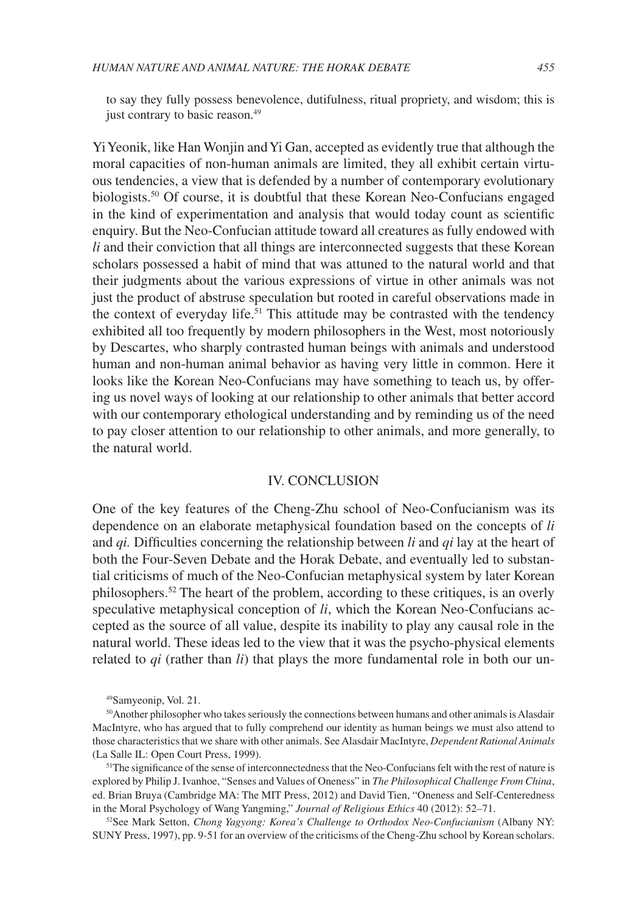to say they fully possess benevolence, dutifulness, ritual propriety, and wisdom; this is just contrary to basic reason.[49]

Yi Yeonik, like Han Wonjin and Yi Gan, accepted as evidently true that although the moral capacities of non-human animals are limited, they all exhibit certain virtuous tendencies, a view that is defended by a number of contemporary evolutionary biologists.[50] Of course, it is doubtful that these Korean Neo-Confucians engaged in the kind of experimentation and analysis that would today count as scientific enquiry. But the Neo-Confucian attitude toward all creatures as fully endowed with *li* and their conviction that all things are interconnected suggests that these Korean scholars possessed a habit of mind that was attuned to the natural world and that their judgments about the various expressions of virtue in other animals was not just the product of abstruse speculation but rooted in careful observations made in the context of everyday life.[51] This attitude may be contrasted with the tendency exhibited all too frequently by modern philosophers in the West, most notoriously by Descartes, who sharply contrasted human beings with animals and understood human and non-human animal behavior as having very little in common. Here it looks like the Korean Neo-Confucians may have something to teach us, by offering us novel ways of looking at our relationship to other animals that better accord with our contemporary ethological understanding and by reminding us of the need to pay closer attention to our relationship to other animals, and more generally, to the natural world.

## IV. CONCLUSION

One of the key features of the Cheng-Zhu school of Neo-Confucianism was its dependence on an elaborate metaphysical foundation based on the concepts of *li* and *qi.* Difficulties concerning the relationship between *li* and *qi* lay at the heart of both the Four-Seven Debate and the Horak Debate, and eventually led to substantial criticisms of much of the Neo-Confucian metaphysical system by later Korean philosophers.[52] The heart of the problem, according to these critiques, is an overly speculative metaphysical conception of *li*, which the Korean Neo-Confucians accepted as the source of all value, despite its inability to play any causal role in the natural world. These ideas led to the view that it was the psycho-physical elements related to *qi* (rather than *li*) that plays the more fundamental role in both our un-

[49] Samyeonip, Vol. 21.

[50] Another philosopher who takes seriously the connections between humans and other animals is Alasdair MacIntyre, who has argued that to fully comprehend our identity as human beings we must also attend to those characteristics that we share with other animals. See Alasdair MacIntyre, *Dependent Rational Animals* (La Salle IL: Open Court Press, 1999).

[51] The significance of the sense of interconnectedness that the Neo-Confucians felt with the rest of nature is explored by Philip J. Ivanhoe, "Senses and Values of Oneness" in *The Philosophical Challenge From China*, ed. Brian Bruya (Cambridge MA: The MIT Press, 2012) and David Tien, "Oneness and Self-Centeredness in the Moral Psychology of Wang Yangming," *Journal of Religious Ethics* 40 (2012): 52–71.

[52] See Mark Setton, *Chong Yagyong: Korea's Challenge to Orthodox Neo-Confucianism* (Albany NY: SUNY Press, 1997), pp. 9-51 for an overview of the criticisms of the Cheng-Zhu school by Korean scholars.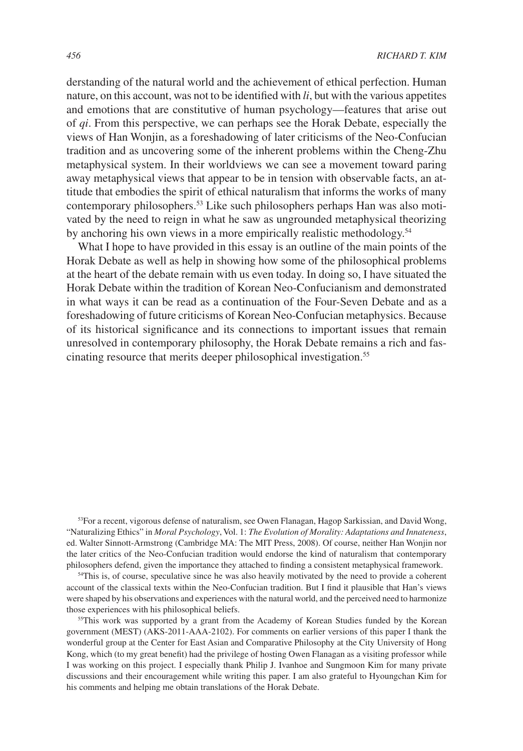derstanding of the natural world and the achievement of ethical perfection. Human nature, on this account, was not to be identified with *li*, but with the various appetites and emotions that are constitutive of human psychology—features that arise out of *qi*. From this perspective, we can perhaps see the Horak Debate, especially the views of Han Wonjin, as a foreshadowing of later criticisms of the Neo-Confucian tradition and as uncovering some of the inherent problems within the Cheng-Zhu metaphysical system. In their worldviews we can see a movement toward paring away metaphysical views that appear to be in tension with observable facts, an attitude that embodies the spirit of ethical naturalism that informs the works of many contemporary philosophers.[53] Like such philosophers perhaps Han was also motivated by the need to reign in what he saw as ungrounded metaphysical theorizing by anchoring his own views in a more empirically realistic methodology.[54]

What I hope to have provided in this essay is an outline of the main points of the Horak Debate as well as help in showing how some of the philosophical problems at the heart of the debate remain with us even today. In doing so, I have situated the Horak Debate within the tradition of Korean Neo-Confucianism and demonstrated in what ways it can be read as a continuation of the Four-Seven Debate and as a foreshadowing of future criticisms of Korean Neo-Confucian metaphysics. Because of its historical significance and its connections to important issues that remain unresolved in contemporary philosophy, the Horak Debate remains a rich and fascinating resource that merits deeper philosophical investigation.[55]

[53] For a recent, vigorous defense of naturalism, see Owen Flanagan, Hagop Sarkissian, and David Wong, "Naturalizing Ethics" in *Moral Psychology*, Vol. 1: *The Evolution of Morality: Adaptations and Innateness*, ed. Walter Sinnott-Armstrong (Cambridge MA: The MIT Press, 2008). Of course, neither Han Wonjin nor the later critics of the Neo-Confucian tradition would endorse the kind of naturalism that contemporary philosophers defend, given the importance they attached to finding a consistent metaphysical framework.

[54] This is, of course, speculative since he was also heavily motivated by the need to provide a coherent account of the classical texts within the Neo-Confucian tradition. But I find it plausible that Han's views were shaped by his observations and experiences with the natural world, and the perceived need to harmonize those experiences with his philosophical beliefs.

[55] This work was supported by a grant from the Academy of Korean Studies funded by the Korean government (MEST) (AKS-2011-AAA-2102). For comments on earlier versions of this paper I thank the wonderful group at the Center for East Asian and Comparative Philosophy at the City University of Hong Kong, which (to my great benefit) had the privilege of hosting Owen Flanagan as a visiting professor while I was working on this project. I especially thank Philip J. Ivanhoe and Sungmoon Kim for many private discussions and their encouragement while writing this paper. I am also grateful to Hyoungchan Kim for his comments and helping me obtain translations of the Horak Debate.